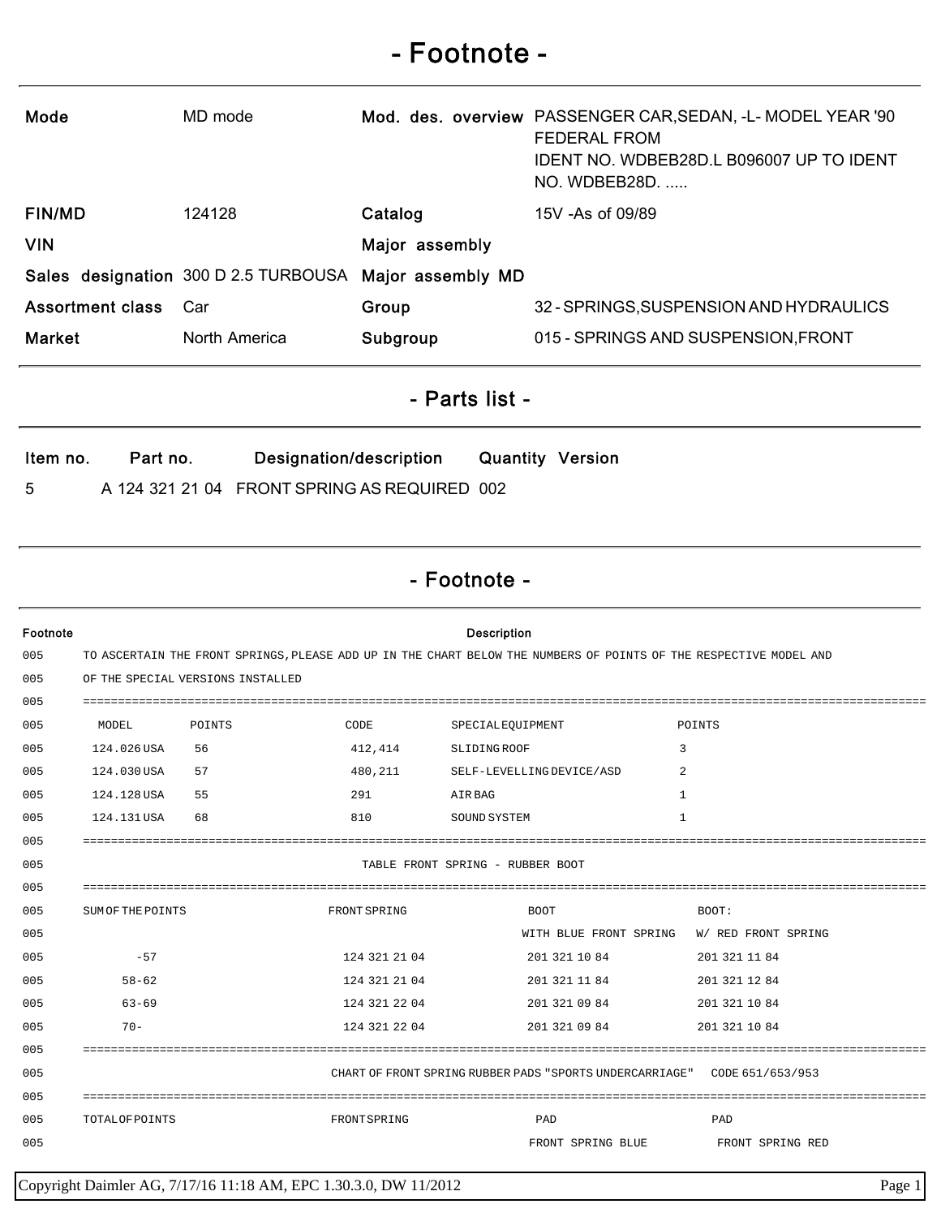# - Footnote -

| | | | |
|---|---|---|---|
| **Mode** | MD mode | **Mod. des. overview** | PASSENGER CAR,SEDAN, -L- MODEL YEAR '90 FEDERAL FROM IDENT NO. WDBEB28D.L B096007 UP TO IDENT NO. WDBEB28D. ..... |
| **FIN/MD** | 124128 | **Catalog** | 15V -As of 09/89 |
| **VIN** | | **Major assembly** | |
| **Sales designation** | 300 D 2.5 TURBOUSA | **Major assembly MD** | |
| **Assortment class** | Car | **Group** | 32 - SPRINGS,SUSPENSION AND HYDRAULICS |
| **Market** | North America | **Subgroup** | 015 - SPRINGS AND SUSPENSION,FRONT |

## - Parts list -

| Item no. | Part no. | Designation/description | Quantity | Version |
|---|---|---|---|---|
| 5 | A 124 321 21 04 | FRONT SPRING AS REQUIRED | 002 | |

## - Footnote -

| Footnote | Description |
|---|---|
| 005 | TO ASCERTAIN THE FRONT SPRINGS,PLEASE ADD UP IN THE CHART BELOW THE NUMBERS OF POINTS OF THE RESPECTIVE MODEL AND |
| 005 | OF THE SPECIAL VERSIONS INSTALLED |
| 005 | ======================================================================================================================== |
| 005 | MODEL POINTS CODE SPECIAL EQUIPMENT POINTS |
| 005 | 124.026 USA 56 412,414 SLIDING ROOF 3 |
| 005 | 124.030 USA 57 480,211 SELF-LEVELLING DEVICE/ASD 2 |
| 005 | 124.128 USA 55 291 AIR BAG 1 |
| 005 | 124.131 USA 68 810 SOUND SYSTEM 1 |
| 005 | ======================================================================================================================== |
| 005 | TABLE FRONT SPRING - RUBBER BOOT |
| 005 | ======================================================================================================================== |
| 005 | SUM OF THE POINTS FRONT SPRING BOOT BOOT: |
| 005 | WITH BLUE FRONT SPRING W/ RED FRONT SPRING |
| 005 | -57 124 321 21 04 201 321 10 84 201 321 11 84 |
| 005 | 58-62 124 321 21 04 201 321 11 84 201 321 12 84 |
| 005 | 63-69 124 321 22 04 201 321 09 84 201 321 10 84 |
| 005 | 70- 124 321 22 04 201 321 09 84 201 321 10 84 |
| 005 | ======================================================================================================================== |
| 005 | CHART OF FRONT SPRING RUBBER PADS "SPORTS UNDERCARRIAGE" CODE 651/653/953 |
| 005 | ======================================================================================================================== |
| 005 | TOTAL OF POINTS FRONT SPRING PAD PAD |
| 005 | FRONT SPRING BLUE FRONT SPRING RED |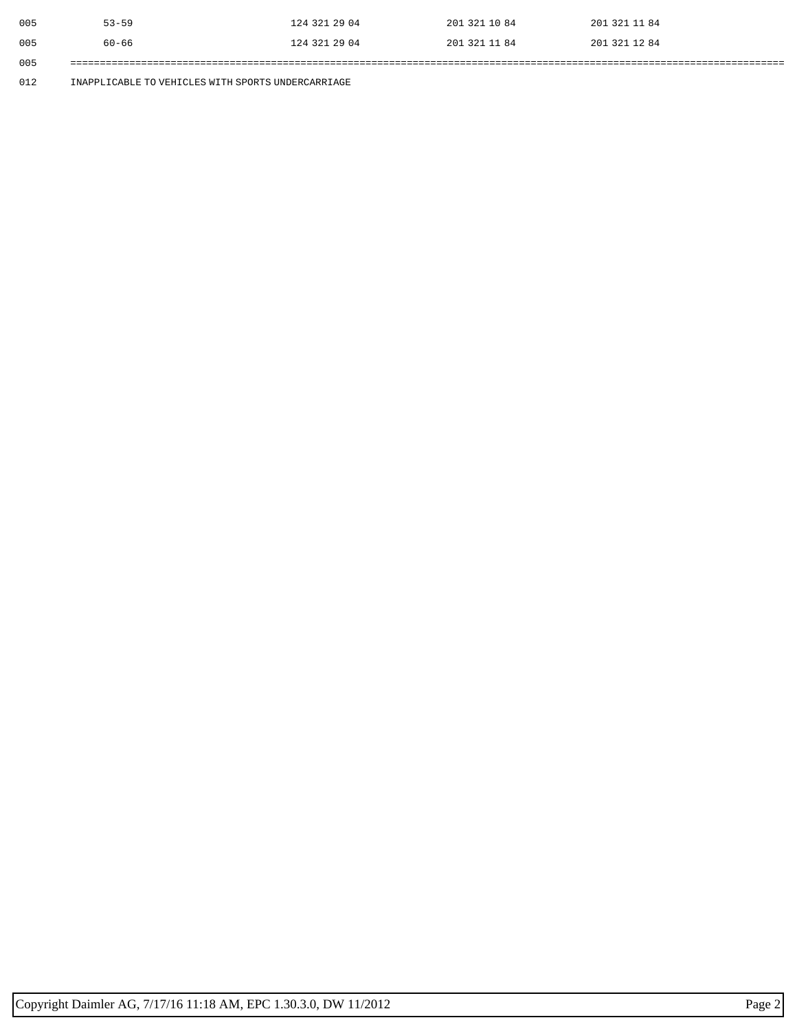| | | | | |
|---|---|---|---|---|
| 005 | 53-59 | 124 321 29 04 | 201 321 10 84 | 201 321 11 84 |
| 005 | 60-66 | 124 321 29 04 | 201 321 11 84 | 201 321 12 84 |
| 005 | ======================================================================================================================== | | | |
| 012 | INAPPLICABLE TO VEHICLES WITH SPORTS UNDERCARRIAGE | | | |

Copyright Daimler AG, 7/17/16 11:18 AM, EPC 1.30.3.0, DW 11/2012